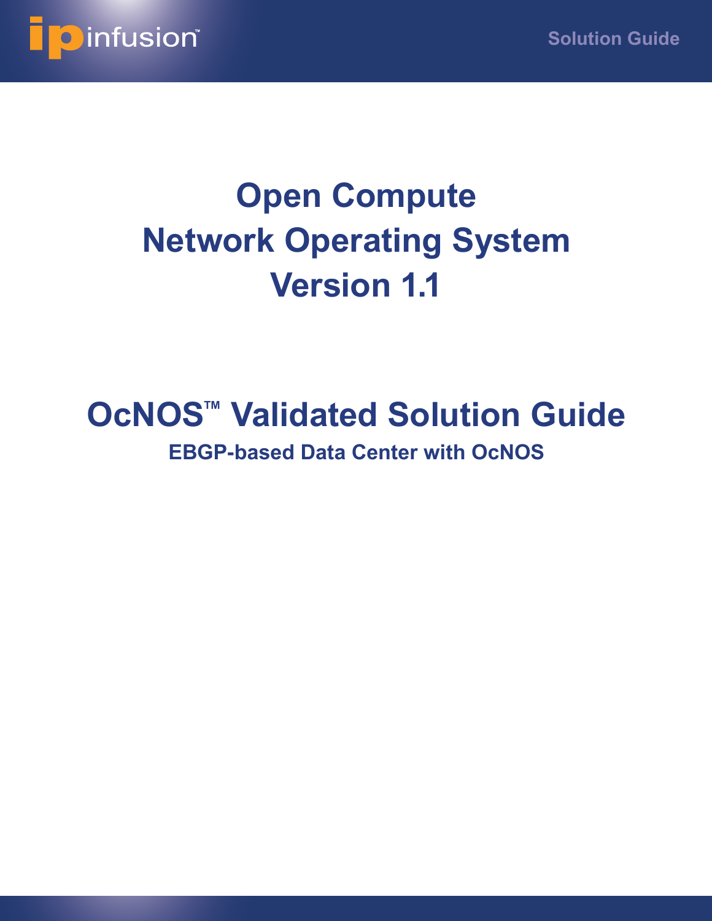# Open Compute
# Network Operating System
# Version 1.1

## OcNOS™ Validated Solution Guide

### EBGP-based Data Center with OcNOS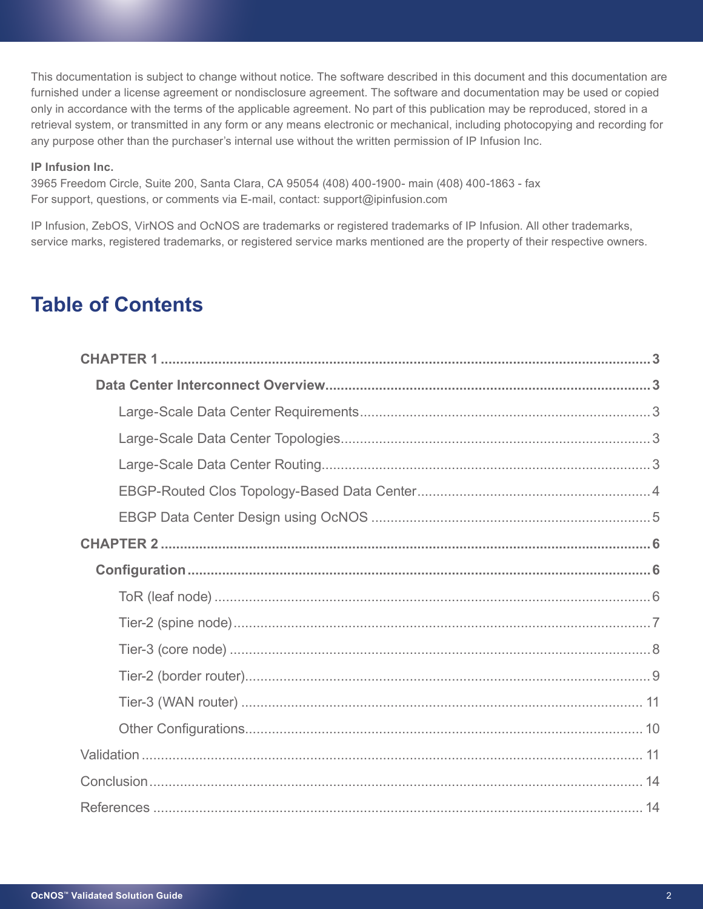This documentation is subject to change without notice. The software described in this document and this documentation are furnished under a license agreement or nondisclosure agreement. The software and documentation may be used or copied only in accordance with the terms of the applicable agreement. No part of this publication may be reproduced, stored in a retrieval system, or transmitted in any form or any means electronic or mechanical, including photocopying and recording for any purpose other than the purchaser's internal use without the written permission of IP Infusion Inc.

**IP Infusion Inc.**
3965 Freedom Circle, Suite 200, Santa Clara, CA 95054 (408) 400-1900- main (408) 400-1863 - fax
For support, questions, or comments via E-mail, contact: support@ipinfusion.com

IP Infusion, ZebOS, VirNOS and OcNOS are trademarks or registered trademarks of IP Infusion. All other trademarks, service marks, registered trademarks, or registered service marks mentioned are the property of their respective owners.

## Table of Contents

**CHAPTER 1** ........................................ 3

- **Data Center Interconnect Overview** ........................................ 3
  - Large-Scale Data Center Requirements ........................................ 3
  - Large-Scale Data Center Topologies ........................................ 3
  - Large-Scale Data Center Routing ........................................ 3
  - EBGP-Routed Clos Topology-Based Data Center ........................................ 4
  - EBGP Data Center Design using OcNOS ........................................ 5

**CHAPTER 2** ........................................ 6

- **Configuration** ........................................ 6
  - ToR (leaf node) ........................................ 6
  - Tier-2 (spine node) ........................................ 7
  - Tier-3 (core node) ........................................ 8
  - Tier-2 (border router) ........................................ 9
  - Tier-3 (WAN router) ........................................ 11
  - Other Configurations ........................................ 10

Validation ........................................ 11

Conclusion ........................................ 14

References ........................................ 14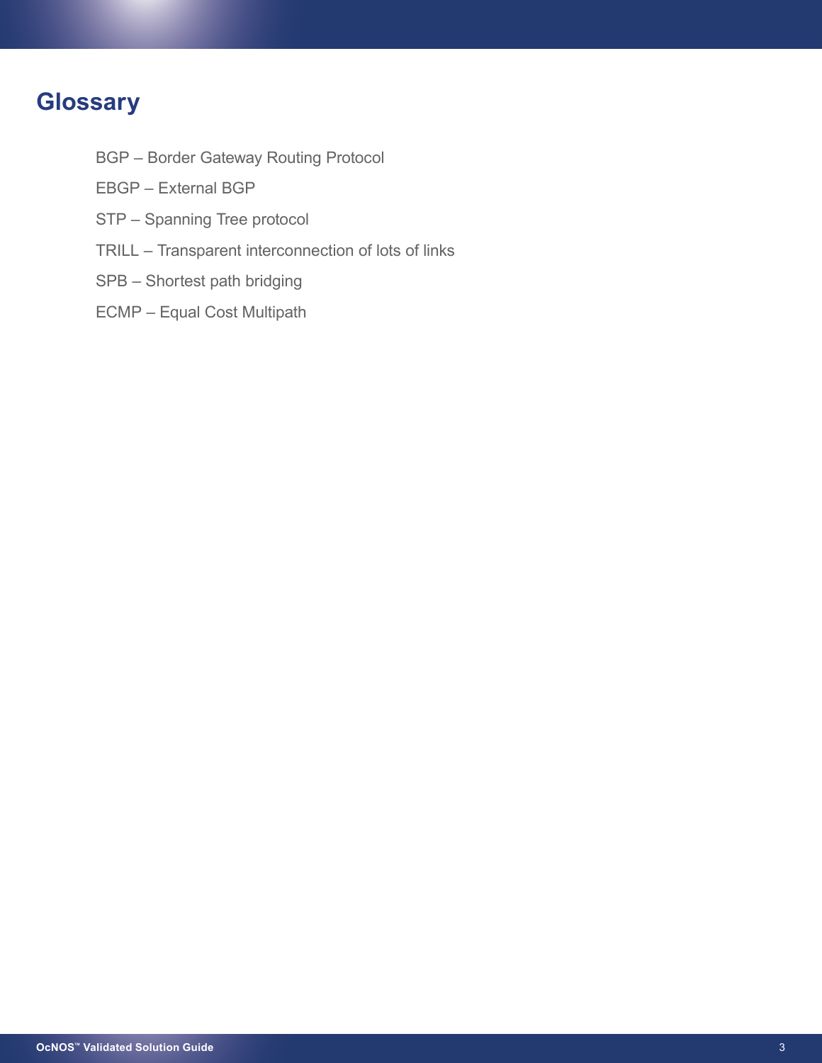# Glossary

BGP – Border Gateway Routing Protocol

EBGP – External BGP

STP – Spanning Tree protocol

TRILL – Transparent interconnection of lots of links

SPB – Shortest path bridging

ECMP – Equal Cost Multipath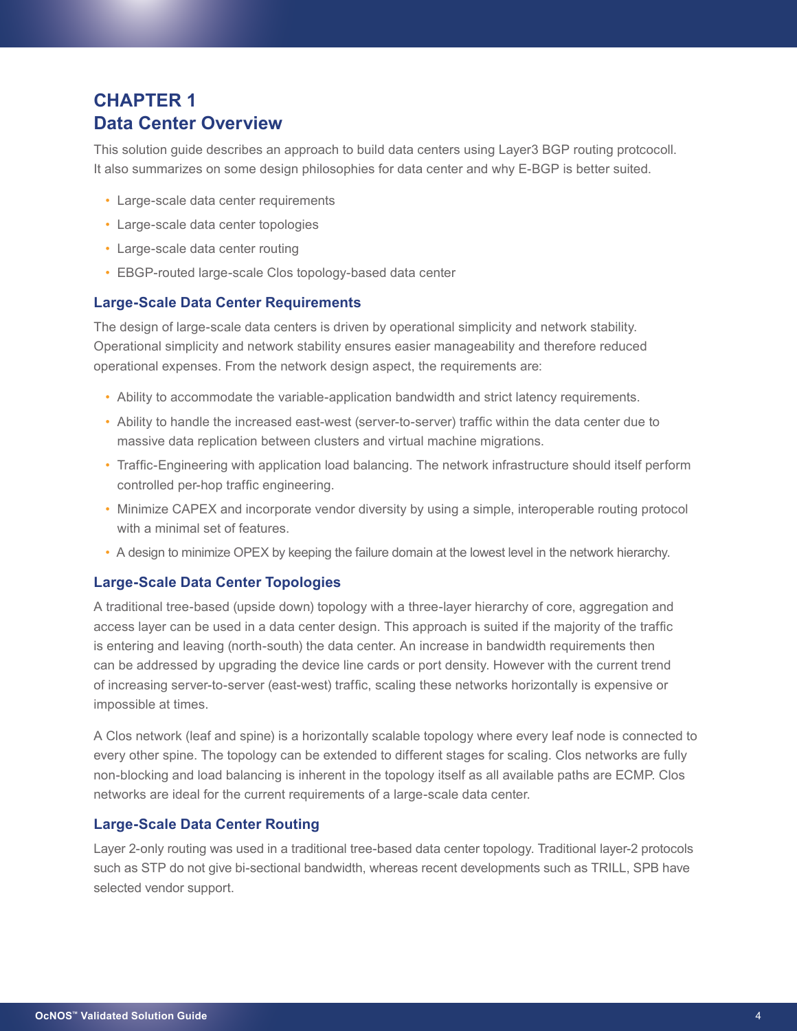# CHAPTER 1
# Data Center Overview

This solution guide describes an approach to build data centers using Layer3 BGP routing protcocoll. It also summarizes on some design philosophies for data center and why E-BGP is better suited.

- Large-scale data center requirements
- Large-scale data center topologies
- Large-scale data center routing
- EBGP-routed large-scale Clos topology-based data center

## Large-Scale Data Center Requirements

The design of large-scale data centers is driven by operational simplicity and network stability. Operational simplicity and network stability ensures easier manageability and therefore reduced operational expenses. From the network design aspect, the requirements are:

- Ability to accommodate the variable-application bandwidth and strict latency requirements.
- Ability to handle the increased east-west (server-to-server) traffic within the data center due to massive data replication between clusters and virtual machine migrations.
- Traffic-Engineering with application load balancing. The network infrastructure should itself perform controlled per-hop traffic engineering.
- Minimize CAPEX and incorporate vendor diversity by using a simple, interoperable routing protocol with a minimal set of features.
- A design to minimize OPEX by keeping the failure domain at the lowest level in the network hierarchy.

## Large-Scale Data Center Topologies

A traditional tree-based (upside down) topology with a three-layer hierarchy of core, aggregation and access layer can be used in a data center design. This approach is suited if the majority of the traffic is entering and leaving (north-south) the data center. An increase in bandwidth requirements then can be addressed by upgrading the device line cards or port density. However with the current trend of increasing server-to-server (east-west) traffic, scaling these networks horizontally is expensive or impossible at times.

A Clos network (leaf and spine) is a horizontally scalable topology where every leaf node is connected to every other spine. The topology can be extended to different stages for scaling. Clos networks are fully non-blocking and load balancing is inherent in the topology itself as all available paths are ECMP. Clos networks are ideal for the current requirements of a large-scale data center.

## Large-Scale Data Center Routing

Layer 2-only routing was used in a traditional tree-based data center topology. Traditional layer-2 protocols such as STP do not give bi-sectional bandwidth, whereas recent developments such as TRILL, SPB have selected vendor support.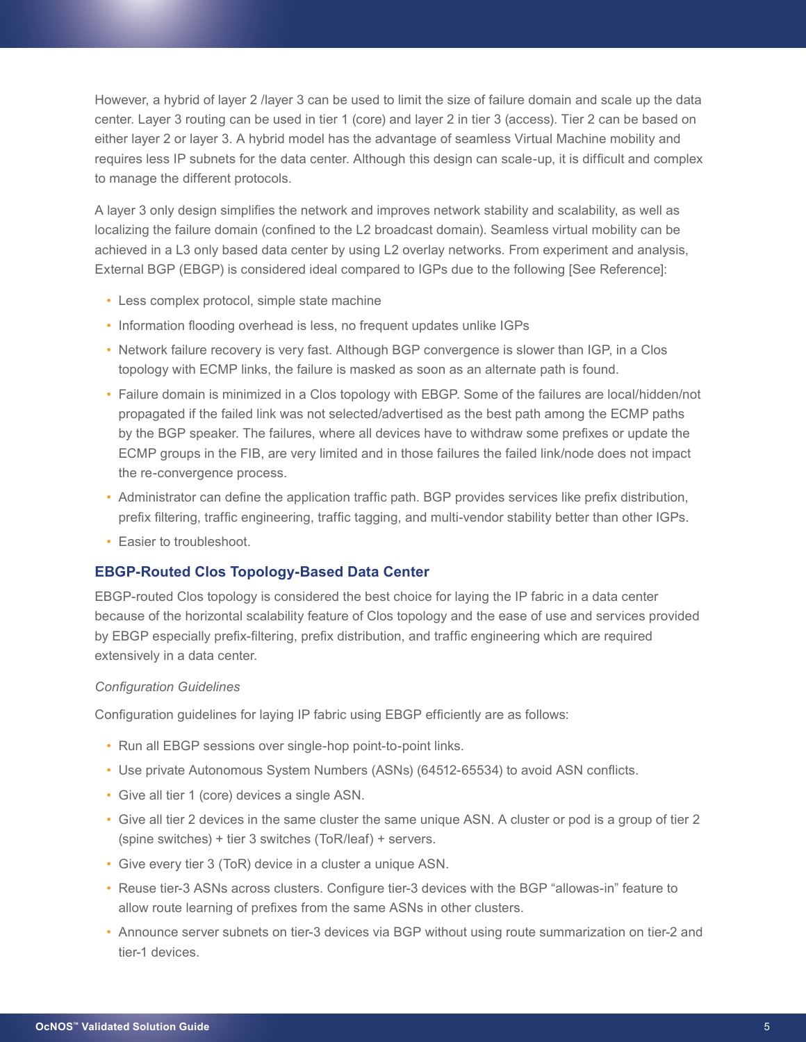However, a hybrid of layer 2 /layer 3 can be used to limit the size of failure domain and scale up the data center. Layer 3 routing can be used in tier 1 (core) and layer 2 in tier 3 (access). Tier 2 can be based on either layer 2 or layer 3. A hybrid model has the advantage of seamless Virtual Machine mobility and requires less IP subnets for the data center. Although this design can scale-up, it is difficult and complex to manage the different protocols.

A layer 3 only design simplifies the network and improves network stability and scalability, as well as localizing the failure domain (confined to the L2 broadcast domain). Seamless virtual mobility can be achieved in a L3 only based data center by using L2 overlay networks. From experiment and analysis, External BGP (EBGP) is considered ideal compared to IGPs due to the following [See Reference]:

- Less complex protocol, simple state machine
- Information flooding overhead is less, no frequent updates unlike IGPs
- Network failure recovery is very fast. Although BGP convergence is slower than IGP, in a Clos topology with ECMP links, the failure is masked as soon as an alternate path is found.
- Failure domain is minimized in a Clos topology with EBGP. Some of the failures are local/hidden/not propagated if the failed link was not selected/advertised as the best path among the ECMP paths by the BGP speaker. The failures, where all devices have to withdraw some prefixes or update the ECMP groups in the FIB, are very limited and in those failures the failed link/node does not impact the re-convergence process.
- Administrator can define the application traffic path. BGP provides services like prefix distribution, prefix filtering, traffic engineering, traffic tagging, and multi-vendor stability better than other IGPs.
- Easier to troubleshoot.

## EBGP-Routed Clos Topology-Based Data Center

EBGP-routed Clos topology is considered the best choice for laying the IP fabric in a data center because of the horizontal scalability feature of Clos topology and the ease of use and services provided by EBGP especially prefix-filtering, prefix distribution, and traffic engineering which are required extensively in a data center.

*Configuration Guidelines*

Configuration guidelines for laying IP fabric using EBGP efficiently are as follows:

- Run all EBGP sessions over single-hop point-to-point links.
- Use private Autonomous System Numbers (ASNs) (64512-65534) to avoid ASN conflicts.
- Give all tier 1 (core) devices a single ASN.
- Give all tier 2 devices in the same cluster the same unique ASN. A cluster or pod is a group of tier 2 (spine switches) + tier 3 switches (ToR/leaf) + servers.
- Give every tier 3 (ToR) device in a cluster a unique ASN.
- Reuse tier-3 ASNs across clusters. Configure tier-3 devices with the BGP "allowas-in" feature to allow route learning of prefixes from the same ASNs in other clusters.
- Announce server subnets on tier-3 devices via BGP without using route summarization on tier-2 and tier-1 devices.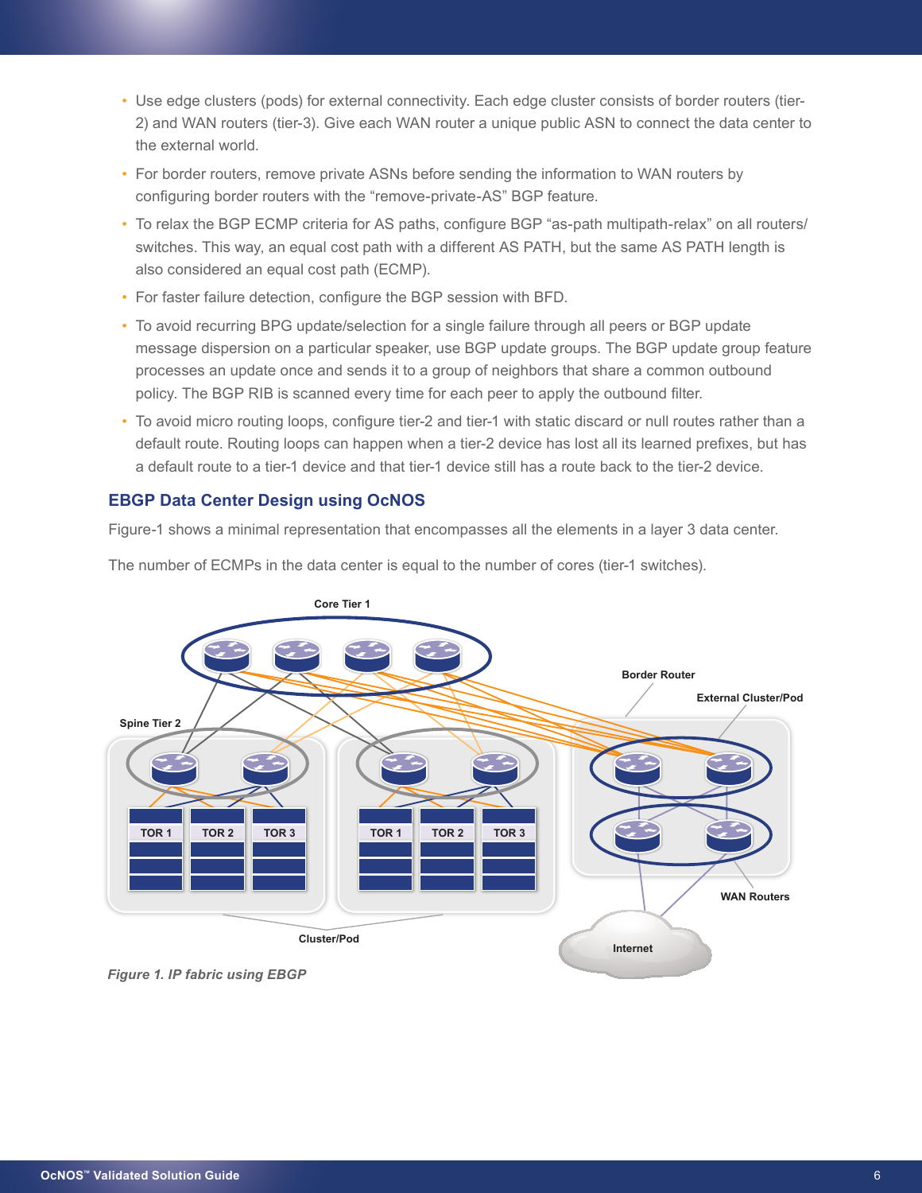- Use edge clusters (pods) for external connectivity. Each edge cluster consists of border routers (tier-2) and WAN routers (tier-3). Give each WAN router a unique public ASN to connect the data center to the external world.
- For border routers, remove private ASNs before sending the information to WAN routers by configuring border routers with the "remove-private-AS" BGP feature.
- To relax the BGP ECMP criteria for AS paths, configure BGP "as-path multipath-relax" on all routers/switches. This way, an equal cost path with a different AS PATH, but the same AS PATH length is also considered an equal cost path (ECMP).
- For faster failure detection, configure the BGP session with BFD.
- To avoid recurring BPG update/selection for a single failure through all peers or BGP update message dispersion on a particular speaker, use BGP update groups. The BGP update group feature processes an update once and sends it to a group of neighbors that share a common outbound policy. The BGP RIB is scanned every time for each peer to apply the outbound filter.
- To avoid micro routing loops, configure tier-2 and tier-1 with static discard or null routes rather than a default route. Routing loops can happen when a tier-2 device has lost all its learned prefixes, but has a default route to a tier-1 device and that tier-1 device still has a route back to the tier-2 device.

## EBGP Data Center Design using OcNOS

Figure-1 shows a minimal representation that encompasses all the elements in a layer 3 data center.

The number of ECMPs in the data center is equal to the number of cores (tier-1 switches).

*Figure 1. IP fabric using EBGP*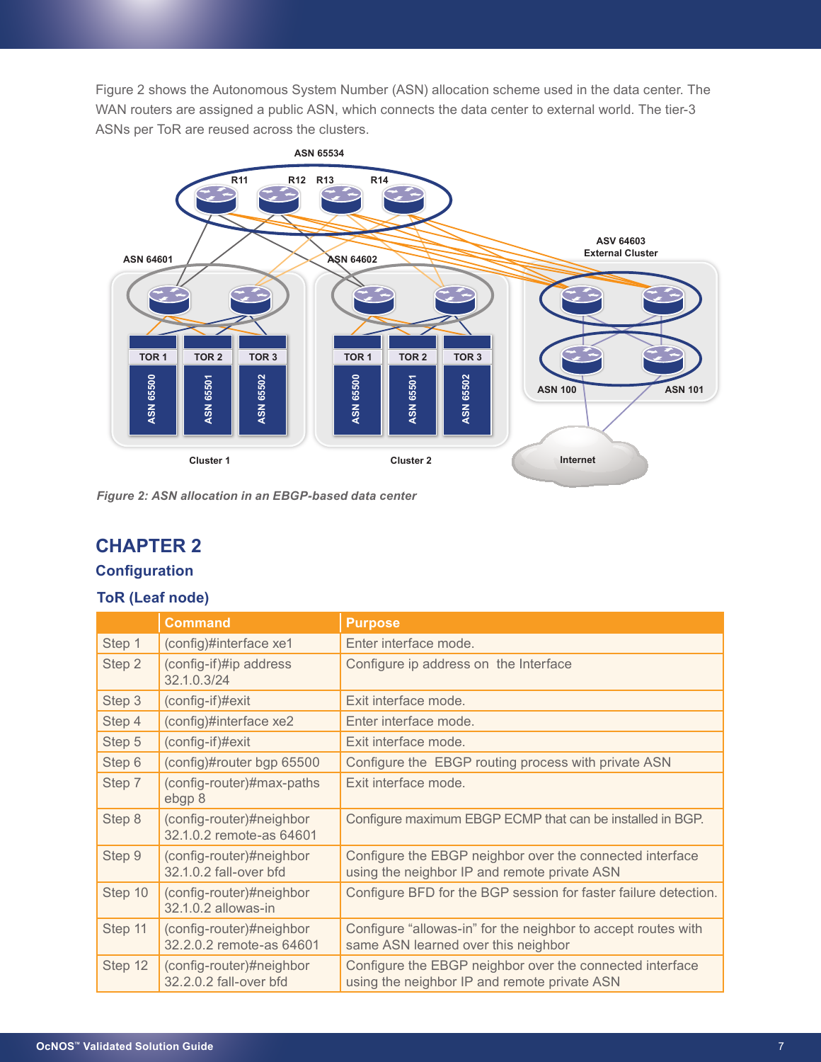Figure 2 shows the Autonomous System Number (ASN) allocation scheme used in the data center. The WAN routers are assigned a public ASN, which connects the data center to external world. The tier-3 ASNs per ToR are reused across the clusters.

*Figure 2: ASN allocation in an EBGP-based data center*

# CHAPTER 2

## Configuration

### ToR (Leaf node)

| | Command | Purpose |
|---|---|---|
| Step 1 | (config)#interface xe1 | Enter interface mode. |
| Step 2 | (config-if)#ip address 32.1.0.3/24 | Configure ip address on the Interface |
| Step 3 | (config-if)#exit | Exit interface mode. |
| Step 4 | (config)#interface xe2 | Enter interface mode. |
| Step 5 | (config-if)#exit | Exit interface mode. |
| Step 6 | (config)#router bgp 65500 | Configure the EBGP routing process with private ASN |
| Step 7 | (config-router)#max-paths ebgp 8 | Exit interface mode. |
| Step 8 | (config-router)#neighbor 32.1.0.2 remote-as 64601 | Configure maximum EBGP ECMP that can be installed in BGP. |
| Step 9 | (config-router)#neighbor 32.1.0.2 fall-over bfd | Configure the EBGP neighbor over the connected interface using the neighbor IP and remote private ASN |
| Step 10 | (config-router)#neighbor 32.1.0.2 allowas-in | Configure BFD for the BGP session for faster failure detection. |
| Step 11 | (config-router)#neighbor 32.2.0.2 remote-as 64601 | Configure “allowas-in” for the neighbor to accept routes with same ASN learned over this neighbor |
| Step 12 | (config-router)#neighbor 32.2.0.2 fall-over bfd | Configure the EBGP neighbor over the connected interface using the neighbor IP and remote private ASN |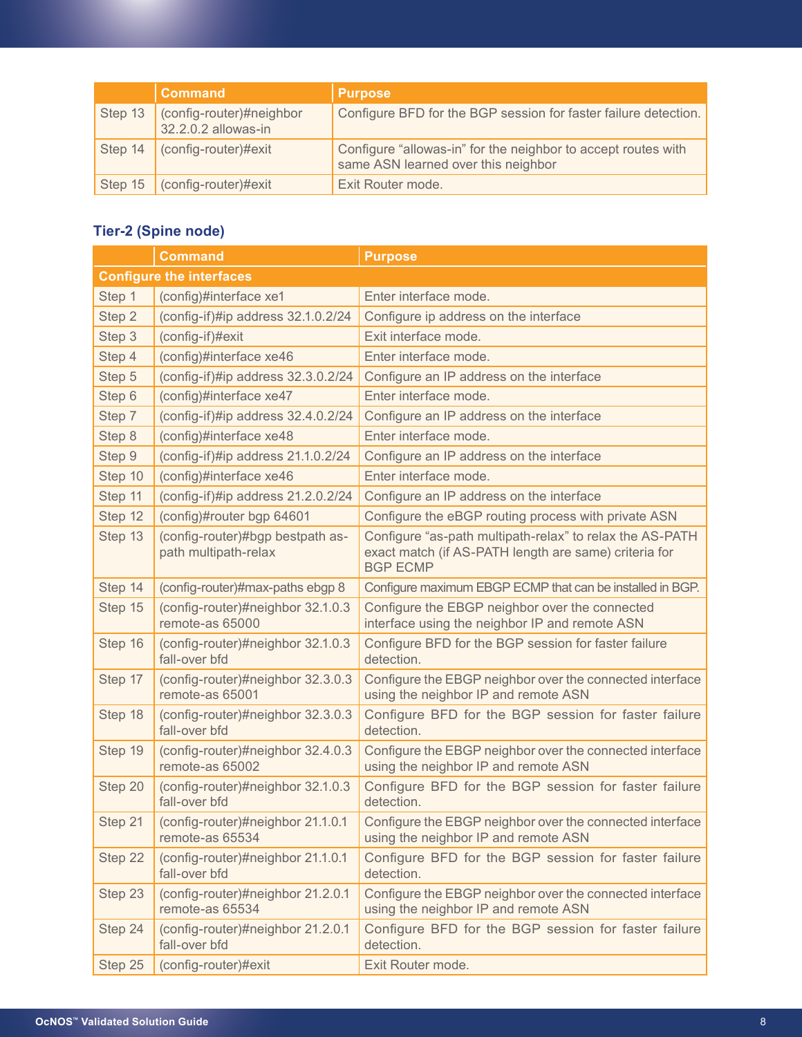| | Command | Purpose |
|---|---|---|
| Step 13 | (config-router)#neighbor 32.2.0.2 allowas-in | Configure BFD for the BGP session for faster failure detection. |
| Step 14 | (config-router)#exit | Configure “allowas-in” for the neighbor to accept routes with same ASN learned over this neighbor |
| Step 15 | (config-router)#exit | Exit Router mode. |

### Tier-2 (Spine node)

| | Command | Purpose |
|---|---|---|
| **Configure the interfaces** | | |
| Step 1 | (config)#interface xe1 | Enter interface mode. |
| Step 2 | (config-if)#ip address 32.1.0.2/24 | Configure ip address on the interface |
| Step 3 | (config-if)#exit | Exit interface mode. |
| Step 4 | (config)#interface xe46 | Enter interface mode. |
| Step 5 | (config-if)#ip address 32.3.0.2/24 | Configure an IP address on the interface |
| Step 6 | (config)#interface xe47 | Enter interface mode. |
| Step 7 | (config-if)#ip address 32.4.0.2/24 | Configure an IP address on the interface |
| Step 8 | (config)#interface xe48 | Enter interface mode. |
| Step 9 | (config-if)#ip address 21.1.0.2/24 | Configure an IP address on the interface |
| Step 10 | (config)#interface xe46 | Enter interface mode. |
| Step 11 | (config-if)#ip address 21.2.0.2/24 | Configure an IP address on the interface |
| Step 12 | (config)#router bgp 64601 | Configure the eBGP routing process with private ASN |
| Step 13 | (config-router)#bgp bestpath as-path multipath-relax | Configure “as-path multipath-relax” to relax the AS-PATH exact match (if AS-PATH length are same) criteria for BGP ECMP |
| Step 14 | (config-router)#max-paths ebgp 8 | Configure maximum EBGP ECMP that can be installed in BGP. |
| Step 15 | (config-router)#neighbor 32.1.0.3 remote-as 65000 | Configure the EBGP neighbor over the connected interface using the neighbor IP and remote ASN |
| Step 16 | (config-router)#neighbor 32.1.0.3 fall-over bfd | Configure BFD for the BGP session for faster failure detection. |
| Step 17 | (config-router)#neighbor 32.3.0.3 remote-as 65001 | Configure the EBGP neighbor over the connected interface using the neighbor IP and remote ASN |
| Step 18 | (config-router)#neighbor 32.3.0.3 fall-over bfd | Configure BFD for the BGP session for faster failure detection. |
| Step 19 | (config-router)#neighbor 32.4.0.3 remote-as 65002 | Configure the EBGP neighbor over the connected interface using the neighbor IP and remote ASN |
| Step 20 | (config-router)#neighbor 32.1.0.3 fall-over bfd | Configure BFD for the BGP session for faster failure detection. |
| Step 21 | (config-router)#neighbor 21.1.0.1 remote-as 65534 | Configure the EBGP neighbor over the connected interface using the neighbor IP and remote ASN |
| Step 22 | (config-router)#neighbor 21.1.0.1 fall-over bfd | Configure BFD for the BGP session for faster failure detection. |
| Step 23 | (config-router)#neighbor 21.2.0.1 remote-as 65534 | Configure the EBGP neighbor over the connected interface using the neighbor IP and remote ASN |
| Step 24 | (config-router)#neighbor 21.2.0.1 fall-over bfd | Configure BFD for the BGP session for faster failure detection. |
| Step 25 | (config-router)#exit | Exit Router mode. |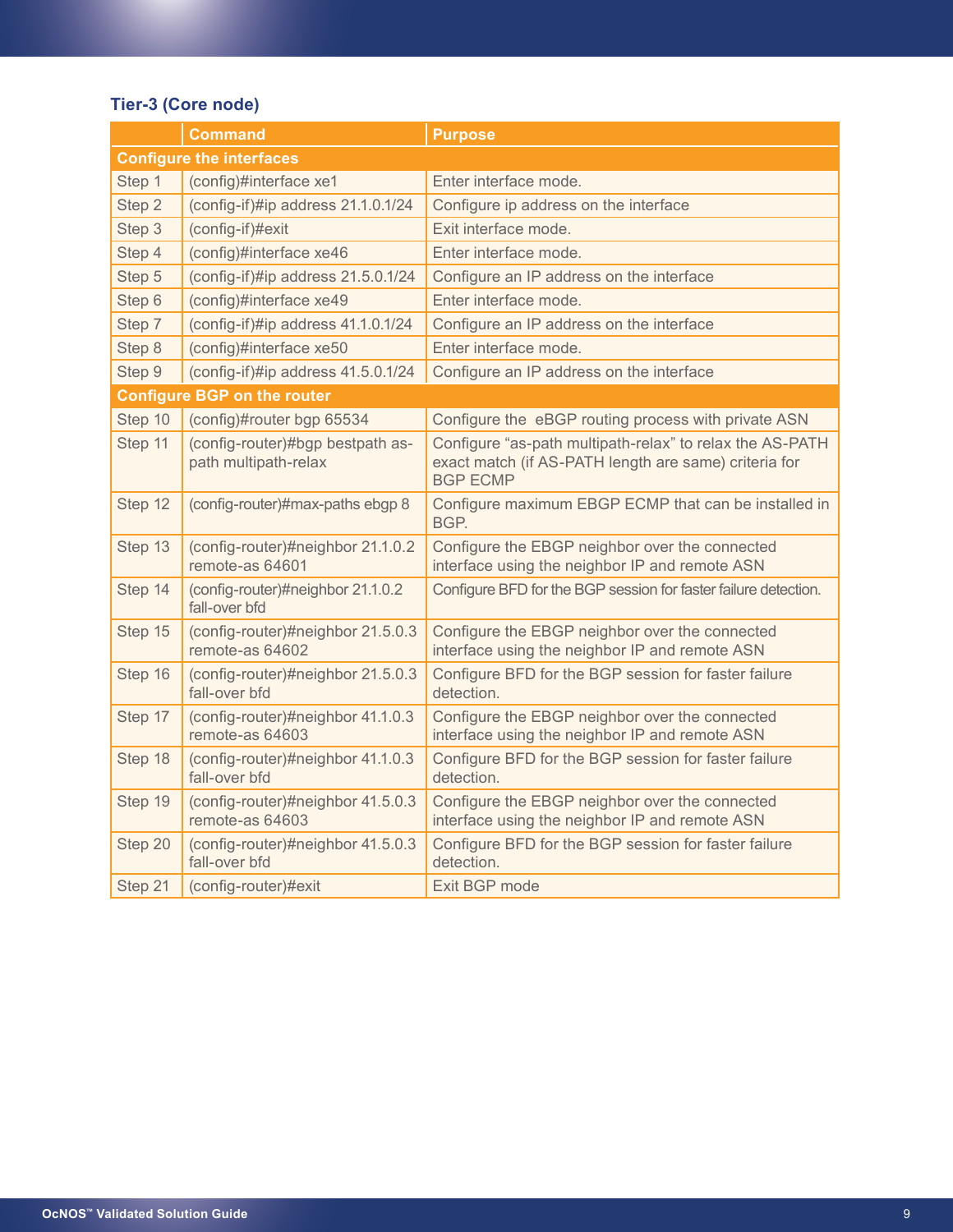### Tier-3 (Core node)

| | Command | Purpose |
|---|---|---|
| **Configure the interfaces** | | |
| Step 1 | (config)#interface xe1 | Enter interface mode. |
| Step 2 | (config-if)#ip address 21.1.0.1/24 | Configure ip address on the interface |
| Step 3 | (config-if)#exit | Exit interface mode. |
| Step 4 | (config)#interface xe46 | Enter interface mode. |
| Step 5 | (config-if)#ip address 21.5.0.1/24 | Configure an IP address on the interface |
| Step 6 | (config)#interface xe49 | Enter interface mode. |
| Step 7 | (config-if)#ip address 41.1.0.1/24 | Configure an IP address on the interface |
| Step 8 | (config)#interface xe50 | Enter interface mode. |
| Step 9 | (config-if)#ip address 41.5.0.1/24 | Configure an IP address on the interface |
| **Configure BGP on the router** | | |
| Step 10 | (config)#router bgp 65534 | Configure the eBGP routing process with private ASN |
| Step 11 | (config-router)#bgp bestpath as-path multipath-relax | Configure "as-path multipath-relax" to relax the AS-PATH exact match (if AS-PATH length are same) criteria for BGP ECMP |
| Step 12 | (config-router)#max-paths ebgp 8 | Configure maximum EBGP ECMP that can be installed in BGP. |
| Step 13 | (config-router)#neighbor 21.1.0.2 remote-as 64601 | Configure the EBGP neighbor over the connected interface using the neighbor IP and remote ASN |
| Step 14 | (config-router)#neighbor 21.1.0.2 fall-over bfd | Configure BFD for the BGP session for faster failure detection. |
| Step 15 | (config-router)#neighbor 21.5.0.3 remote-as 64602 | Configure the EBGP neighbor over the connected interface using the neighbor IP and remote ASN |
| Step 16 | (config-router)#neighbor 21.5.0.3 fall-over bfd | Configure BFD for the BGP session for faster failure detection. |
| Step 17 | (config-router)#neighbor 41.1.0.3 remote-as 64603 | Configure the EBGP neighbor over the connected interface using the neighbor IP and remote ASN |
| Step 18 | (config-router)#neighbor 41.1.0.3 fall-over bfd | Configure BFD for the BGP session for faster failure detection. |
| Step 19 | (config-router)#neighbor 41.5.0.3 remote-as 64603 | Configure the EBGP neighbor over the connected interface using the neighbor IP and remote ASN |
| Step 20 | (config-router)#neighbor 41.5.0.3 fall-over bfd | Configure BFD for the BGP session for faster failure detection. |
| Step 21 | (config-router)#exit | Exit BGP mode |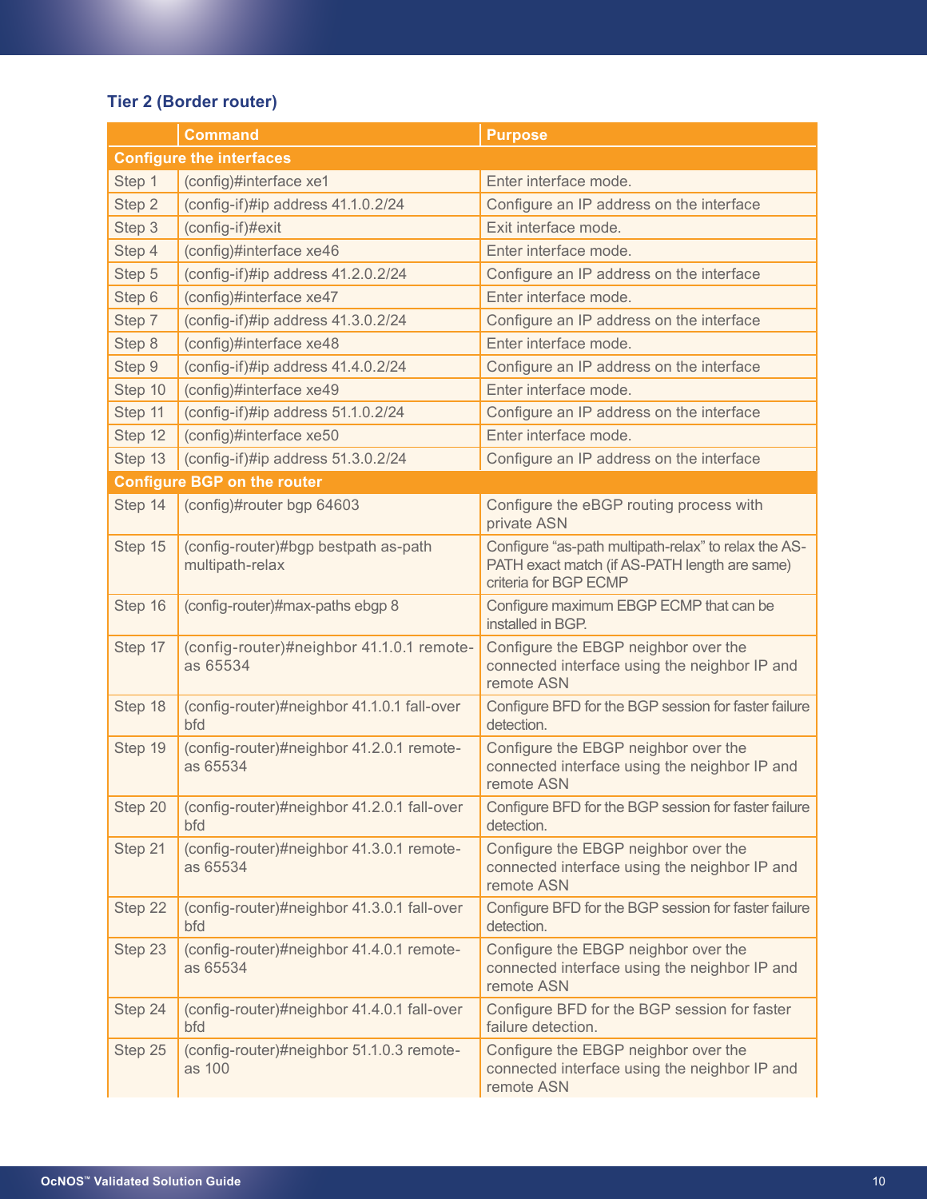### Tier 2 (Border router)

| | Command | Purpose |
|---|---|---|
| **Configure the interfaces** | | |
| Step 1 | (config)#interface xe1 | Enter interface mode. |
| Step 2 | (config-if)#ip address 41.1.0.2/24 | Configure an IP address on the interface |
| Step 3 | (config-if)#exit | Exit interface mode. |
| Step 4 | (config)#interface xe46 | Enter interface mode. |
| Step 5 | (config-if)#ip address 41.2.0.2/24 | Configure an IP address on the interface |
| Step 6 | (config)#interface xe47 | Enter interface mode. |
| Step 7 | (config-if)#ip address 41.3.0.2/24 | Configure an IP address on the interface |
| Step 8 | (config)#interface xe48 | Enter interface mode. |
| Step 9 | (config-if)#ip address 41.4.0.2/24 | Configure an IP address on the interface |
| Step 10 | (config)#interface xe49 | Enter interface mode. |
| Step 11 | (config-if)#ip address 51.1.0.2/24 | Configure an IP address on the interface |
| Step 12 | (config)#interface xe50 | Enter interface mode. |
| Step 13 | (config-if)#ip address 51.3.0.2/24 | Configure an IP address on the interface |
| **Configure BGP on the router** | | |
| Step 14 | (config)#router bgp 64603 | Configure the eBGP routing process with private ASN |
| Step 15 | (config-router)#bgp bestpath as-path multipath-relax | Configure "as-path multipath-relax" to relax the AS-PATH exact match (if AS-PATH length are same) criteria for BGP ECMP |
| Step 16 | (config-router)#max-paths ebgp 8 | Configure maximum EBGP ECMP that can be installed in BGP. |
| Step 17 | (config-router)#neighbor 41.1.0.1 remote-as 65534 | Configure the EBGP neighbor over the connected interface using the neighbor IP and remote ASN |
| Step 18 | (config-router)#neighbor 41.1.0.1 fall-over bfd | Configure BFD for the BGP session for faster failure detection. |
| Step 19 | (config-router)#neighbor 41.2.0.1 remote-as 65534 | Configure the EBGP neighbor over the connected interface using the neighbor IP and remote ASN |
| Step 20 | (config-router)#neighbor 41.2.0.1 fall-over bfd | Configure BFD for the BGP session for faster failure detection. |
| Step 21 | (config-router)#neighbor 41.3.0.1 remote-as 65534 | Configure the EBGP neighbor over the connected interface using the neighbor IP and remote ASN |
| Step 22 | (config-router)#neighbor 41.3.0.1 fall-over bfd | Configure BFD for the BGP session for faster failure detection. |
| Step 23 | (config-router)#neighbor 41.4.0.1 remote-as 65534 | Configure the EBGP neighbor over the connected interface using the neighbor IP and remote ASN |
| Step 24 | (config-router)#neighbor 41.4.0.1 fall-over bfd | Configure BFD for the BGP session for faster failure detection. |
| Step 25 | (config-router)#neighbor 51.1.0.3 remote-as 100 | Configure the EBGP neighbor over the connected interface using the neighbor IP and remote ASN |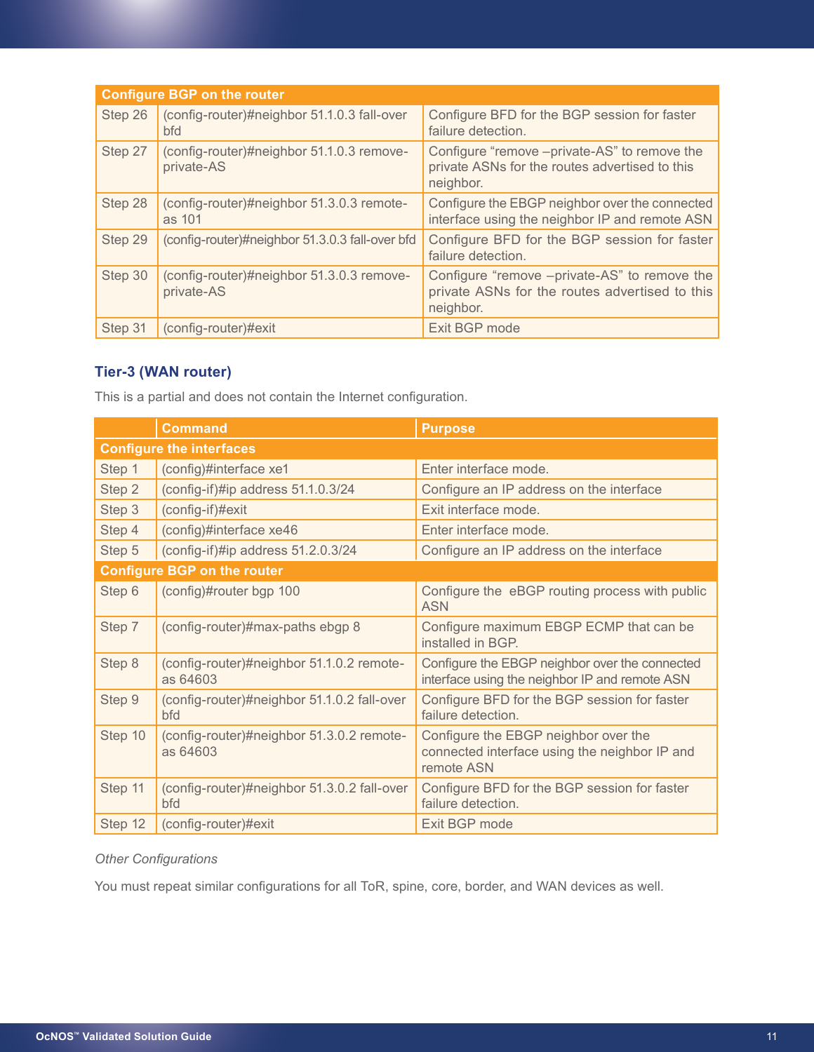| Configure BGP on the router | | |
|---|---|---|
| Step 26 | (config-router)#neighbor 51.1.0.3 fall-over bfd | Configure BFD for the BGP session for faster failure detection. |
| Step 27 | (config-router)#neighbor 51.1.0.3 remove-private-AS | Configure “remove –private-AS” to remove the private ASNs for the routes advertised to this neighbor. |
| Step 28 | (config-router)#neighbor 51.3.0.3 remote-as 101 | Configure the EBGP neighbor over the connected interface using the neighbor IP and remote ASN |
| Step 29 | (config-router)#neighbor 51.3.0.3 fall-over bfd | Configure BFD for the BGP session for faster failure detection. |
| Step 30 | (config-router)#neighbor 51.3.0.3 remove-private-AS | Configure “remove –private-AS” to remove the private ASNs for the routes advertised to this neighbor. |
| Step 31 | (config-router)#exit | Exit BGP mode |

### Tier-3 (WAN router)

This is a partial and does not contain the Internet configuration.

| | Command | Purpose |
|---|---|---|
| **Configure the interfaces** | | |
| Step 1 | (config)#interface xe1 | Enter interface mode. |
| Step 2 | (config-if)#ip address 51.1.0.3/24 | Configure an IP address on the interface |
| Step 3 | (config-if)#exit | Exit interface mode. |
| Step 4 | (config)#interface xe46 | Enter interface mode. |
| Step 5 | (config-if)#ip address 51.2.0.3/24 | Configure an IP address on the interface |
| **Configure BGP on the router** | | |
| Step 6 | (config)#router bgp 100 | Configure the eBGP routing process with public ASN |
| Step 7 | (config-router)#max-paths ebgp 8 | Configure maximum EBGP ECMP that can be installed in BGP. |
| Step 8 | (config-router)#neighbor 51.1.0.2 remote-as 64603 | Configure the EBGP neighbor over the connected interface using the neighbor IP and remote ASN |
| Step 9 | (config-router)#neighbor 51.1.0.2 fall-over bfd | Configure BFD for the BGP session for faster failure detection. |
| Step 10 | (config-router)#neighbor 51.3.0.2 remote-as 64603 | Configure the EBGP neighbor over the connected interface using the neighbor IP and remote ASN |
| Step 11 | (config-router)#neighbor 51.3.0.2 fall-over bfd | Configure BFD for the BGP session for faster failure detection. |
| Step 12 | (config-router)#exit | Exit BGP mode |

*Other Configurations*

You must repeat similar configurations for all ToR, spine, core, border, and WAN devices as well.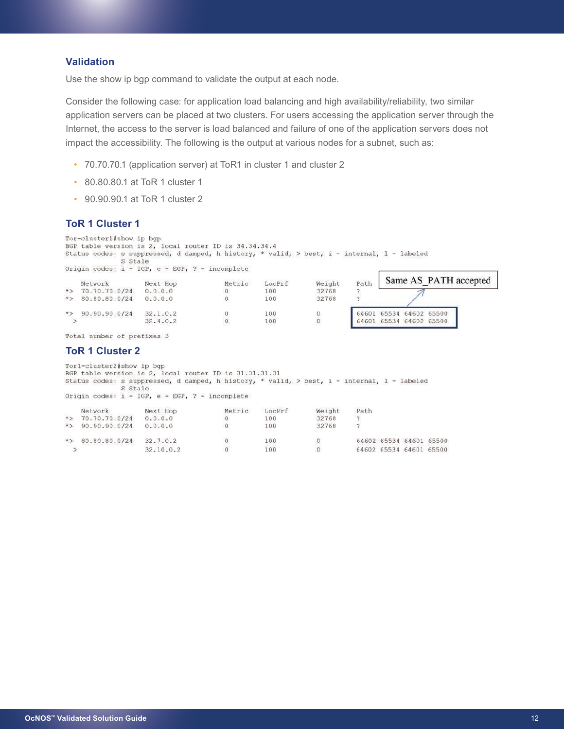### Validation

Use the show ip bgp command to validate the output at each node.

Consider the following case: for application load balancing and high availability/reliability, two similar application servers can be placed at two clusters. For users accessing the application server through the Internet, the access to the server is load balanced and failure of one of the application servers does not impact the accessibility. The following is the output at various nodes for a subnet, such as:

- 70.70.70.1 (application server) at ToR1 in cluster 1 and cluster 2
- 80.80.80.1 at ToR 1 cluster 1
- 90.90.90.1 at ToR 1 cluster 2

### ToR 1 Cluster 1

```
Tor-cluster1#show ip bgp
BGP table version is 2, local router ID is 34.34.34.4
Status codes: s suppressed, d damped, h history, * valid, > best, i - internal, l - labeled
              S Stale
Origin codes: i - IGP, e - EGP, ? - incomplete

    Network          Next Hop            Metric     LocPrf       Weight     Path
*>  70.70.70.0/24    0.0.0.0             0          100          32768      ?
*>  80.80.80.0/24    0.0.0.0             0          100          32768      ?

*>  90.90.90.0/24    32.1.0.2            0          100          0          64601 65534 64602 65500
 >                   32.4.0.2            0          100          0          64601 65534 64602 65500

Total number of prefixes 3
```

Same AS_PATH accepted

### ToR 1 Cluster 2

```
Tor1-cluster2#show ip bgp
BGP table version is 2, local router ID is 31.31.31.31
Status codes: s suppressed, d damped, h history, * valid, > best, i - internal, l - labeled
              S Stale
Origin codes: i - IGP, e - EGP, ? - incomplete

    Network          Next Hop            Metric     LocPrf       Weight     Path
*>  70.70.70.0/24    0.0.0.0             0          100          32768      ?
*>  90.90.90.0/24    0.0.0.0             0          100          32768      ?

*>  80.80.80.0/24    32.7.0.2            0          100          0          64602 65534 64601 65500
 >                   32.10.0.2           0          100          0          64602 65534 64601 65500
```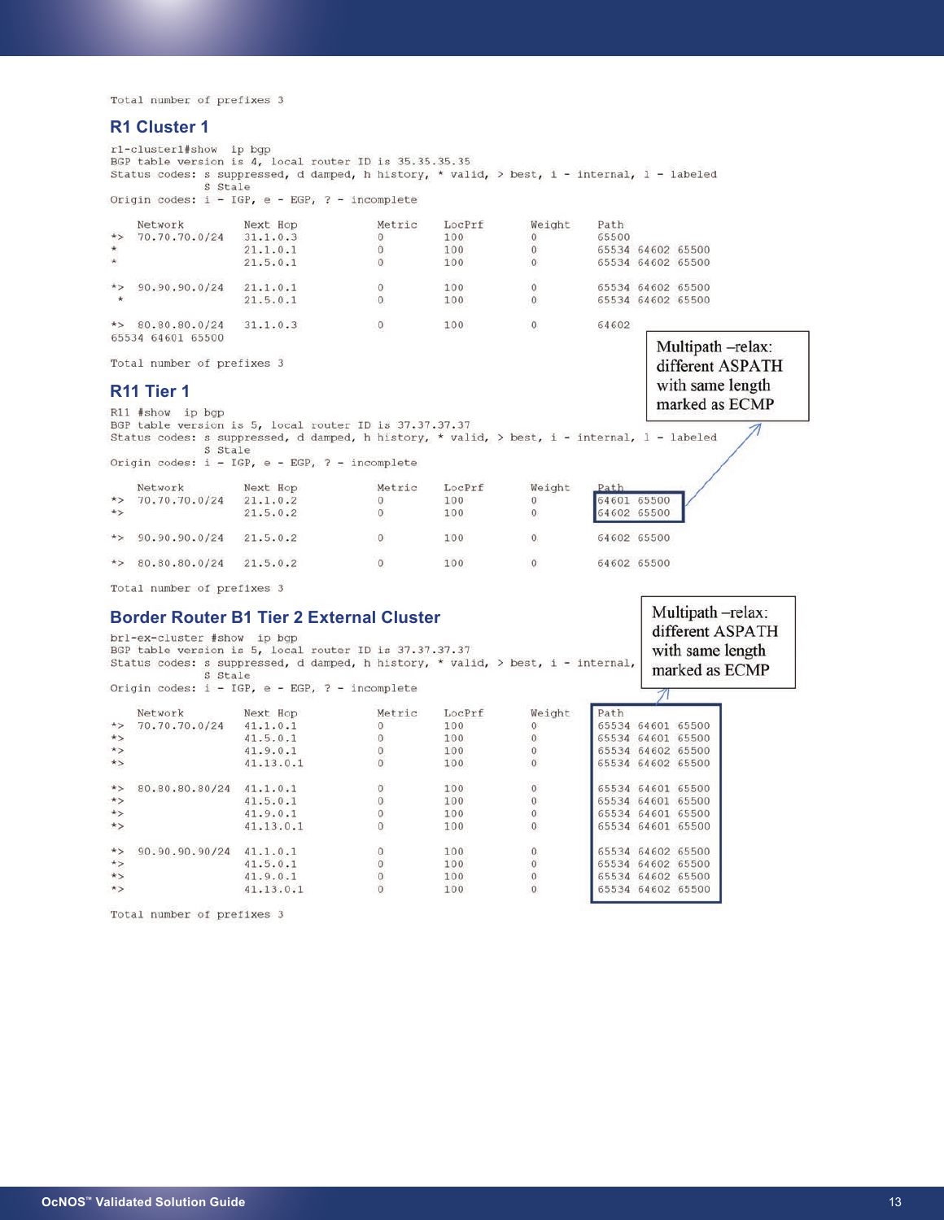```
Total number of prefixes 3
```

## R1 Cluster 1

```
r1-cluster1#show  ip bgp
BGP table version is 4, local router ID is 35.35.35.35
Status codes: s suppressed, d damped, h history, * valid, > best, i - internal, l - labeled
              S Stale
Origin codes: i - IGP, e - EGP, ? - incomplete

    Network          Next Hop            Metric     LocPrf       Weight     Path
*>  70.70.70.0/24    31.1.0.3            0          100          0          65500
*                    21.1.0.1            0          100          0          65534 64602 65500
*                    21.5.0.1            0          100          0          65534 64602 65500

*>  90.90.90.0/24    21.1.0.1            0          100          0          65534 64602 65500
 *                   21.5.0.1            0          100          0          65534 64602 65500

*>  80.80.80.0/24    31.1.0.3            0          100          0          64602
65534 64601 65500

Total number of prefixes 3
```

Multipath –relax: different ASPATH with same length marked as ECMP

## R11 Tier 1

```
R11 #show  ip bgp
BGP table version is 5, local router ID is 37.37.37.37
Status codes: s suppressed, d damped, h history, * valid, > best, i - internal, l - labeled
              S Stale
Origin codes: i - IGP, e - EGP, ? - incomplete

    Network          Next Hop            Metric     LocPrf       Weight     Path
*>  70.70.70.0/24    21.1.0.2            0          100          0          64601 65500
*>                   21.5.0.2            0          100          0          64602 65500

*>  90.90.90.0/24    21.5.0.2            0          100          0          64602 65500

*>  80.80.80.0/24    21.5.0.2            0          100          0          64602 65500

Total number of prefixes 3
```

## Border Router B1 Tier 2 External Cluster

Multipath –relax: different ASPATH with same length marked as ECMP

```
br1-ex-cluster #show  ip bgp
BGP table version is 5, local router ID is 37.37.37.37
Status codes: s suppressed, d damped, h history, * valid, > best, i - internal,
              S Stale
Origin codes: i - IGP, e - EGP, ? - incomplete

    Network          Next Hop            Metric     LocPrf       Weight     Path
*>  70.70.70.0/24    41.1.0.1            0          100          0          65534 64601 65500
*>                   41.5.0.1            0          100          0          65534 64601 65500
*>                   41.9.0.1            0          100          0          65534 64602 65500
*>                   41.13.0.1           0          100          0          65534 64602 65500

*>  80.80.80.80/24   41.1.0.1            0          100          0          65534 64601 65500
*>                   41.5.0.1            0          100          0          65534 64601 65500
*>                   41.9.0.1            0          100          0          65534 64601 65500
*>                   41.13.0.1           0          100          0          65534 64601 65500

*>  90.90.90.90/24   41.1.0.1            0          100          0          65534 64602 65500
*>                   41.5.0.1            0          100          0          65534 64602 65500
*>                   41.9.0.1            0          100          0          65534 64602 65500
*>                   41.13.0.1           0          100          0          65534 64602 65500

Total number of prefixes 3
```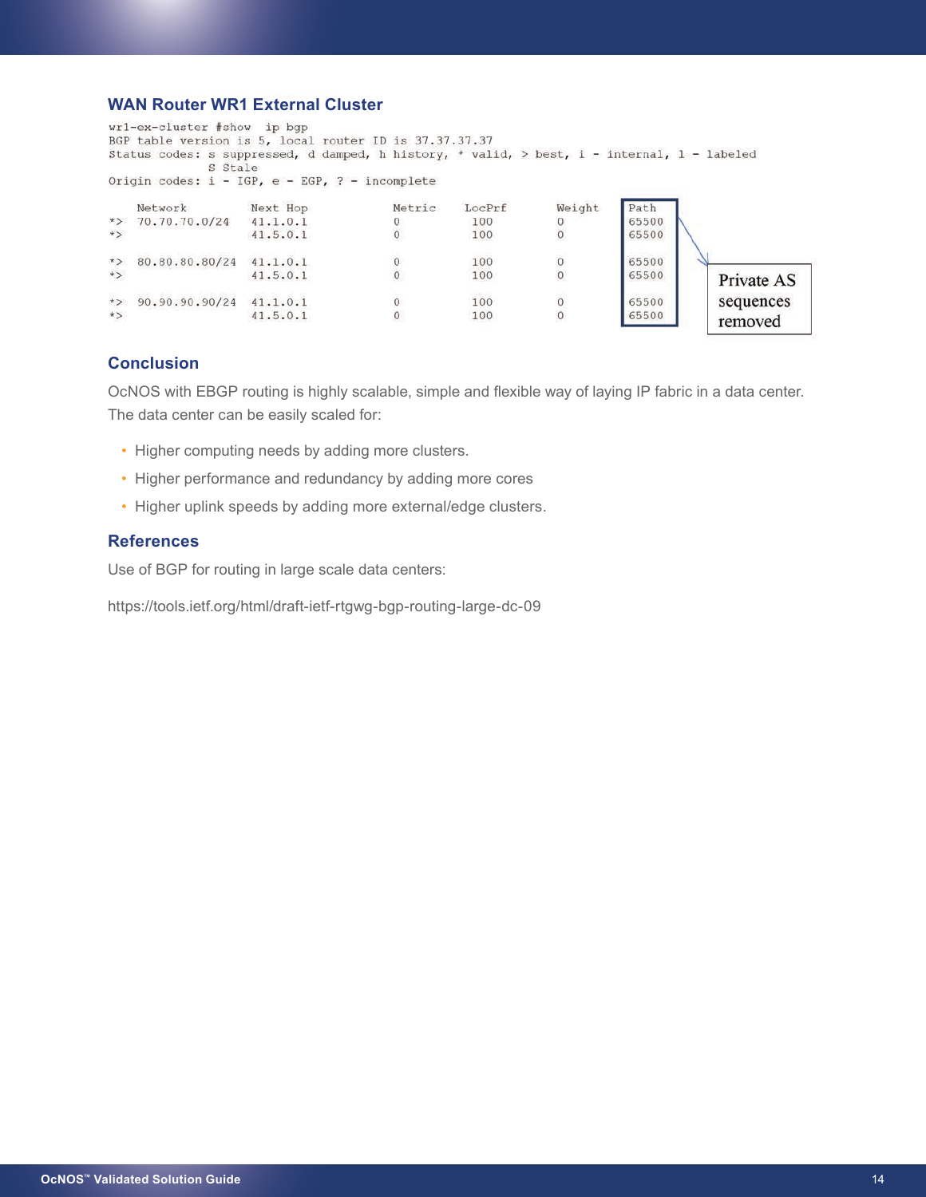## WAN Router WR1 External Cluster

```
wr1-ex-cluster #show  ip bgp
BGP table version is 5, local router ID is 37.37.37.37
Status codes: s suppressed, d damped, h history, * valid, > best, i - internal, l - labeled
              S Stale
Origin codes: i - IGP, e - EGP, ? - incomplete

    Network          Next Hop            Metric     LocPrf       Weight     Path
*>  70.70.70.0/24    41.1.0.1            0          100          0          65500
*>                   41.5.0.1            0          100          0          65500

*>  80.80.80.80/24   41.1.0.1            0          100          0          65500
*>                   41.5.0.1            0          100          0          65500

*>  90.90.90.90/24   41.1.0.1            0          100          0          65500
*>                   41.5.0.1            0          100          0          65500
```

Private AS sequences removed

## Conclusion

OcNOS with EBGP routing is highly scalable, simple and flexible way of laying IP fabric in a data center. The data center can be easily scaled for:

- Higher computing needs by adding more clusters.
- Higher performance and redundancy by adding more cores
- Higher uplink speeds by adding more external/edge clusters.

## References

Use of BGP for routing in large scale data centers:

https://tools.ietf.org/html/draft-ietf-rtgwg-bgp-routing-large-dc-09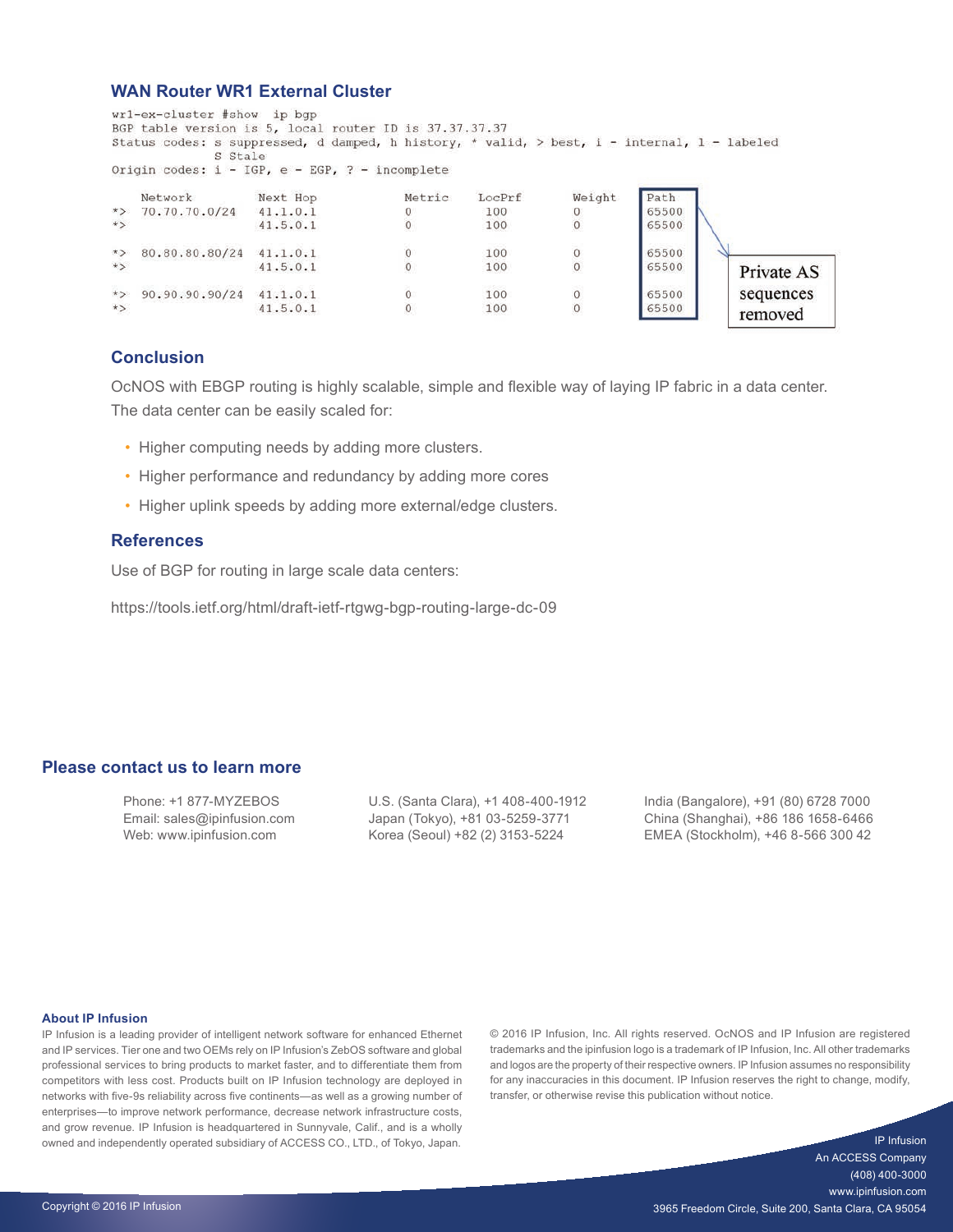### WAN Router WR1 External Cluster

```
wr1-ex-cluster #show  ip bgp
BGP table version is 5, local router ID is 37.37.37.37
Status codes: s suppressed, d damped, h history, * valid, > best, i - internal, l - labeled
           S Stale
Origin codes: i - IGP, e - EGP, ? - incomplete

    Network          Next Hop            Metric     LocPrf       Weight     Path
*>  70.70.70.0/24    41.1.0.1            0          100          0          65500
*>                   41.5.0.1            0          100          0          65500

*>  80.80.80.80/24   41.1.0.1            0          100          0          65500
*>                   41.5.0.1            0          100          0          65500

*>  90.90.90.90/24   41.1.0.1            0          100          0          65500
*>                   41.5.0.1            0          100          0          65500
```

Private AS sequences removed

### Conclusion

OcNOS with EBGP routing is highly scalable, simple and flexible way of laying IP fabric in a data center. The data center can be easily scaled for:

- Higher computing needs by adding more clusters.
- Higher performance and redundancy by adding more cores
- Higher uplink speeds by adding more external/edge clusters.

### References

Use of BGP for routing in large scale data centers:

https://tools.ietf.org/html/draft-ietf-rtgwg-bgp-routing-large-dc-09

## Please contact us to learn more

Phone: +1 877-MYZEBOS
Email: sales@ipinfusion.com
Web: www.ipinfusion.com

U.S. (Santa Clara), +1 408-400-1912
Japan (Tokyo), +81 03-5259-3771
Korea (Seoul) +82 (2) 3153-5224

India (Bangalore), +91 (80) 6728 7000
China (Shanghai), +86 186 1658-6466
EMEA (Stockholm), +46 8-566 300 42

#### About IP Infusion

IP Infusion is a leading provider of intelligent network software for enhanced Ethernet and IP services. Tier one and two OEMs rely on IP Infusion's ZebOS software and global professional services to bring products to market faster, and to differentiate them from competitors with less cost. Products built on IP Infusion technology are deployed in networks with five-9s reliability across five continents—as well as a growing number of enterprises—to improve network performance, decrease network infrastructure costs, and grow revenue. IP Infusion is headquartered in Sunnyvale, Calif., and is a wholly owned and independently operated subsidiary of ACCESS CO., LTD., of Tokyo, Japan.

© 2016 IP Infusion, Inc. All rights reserved. OcNOS and IP Infusion are registered trademarks and the ipinfusion logo is a trademark of IP Infusion, Inc. All other trademarks and logos are the property of their respective owners. IP Infusion assumes no responsibility for any inaccuracies in this document. IP Infusion reserves the right to change, modify, transfer, or otherwise revise this publication without notice.

IP Infusion
An ACCESS Company
(408) 400-3000
www.ipinfusion.com
3965 Freedom Circle, Suite 200, Santa Clara, CA 95054

Copyright © 2016 IP Infusion